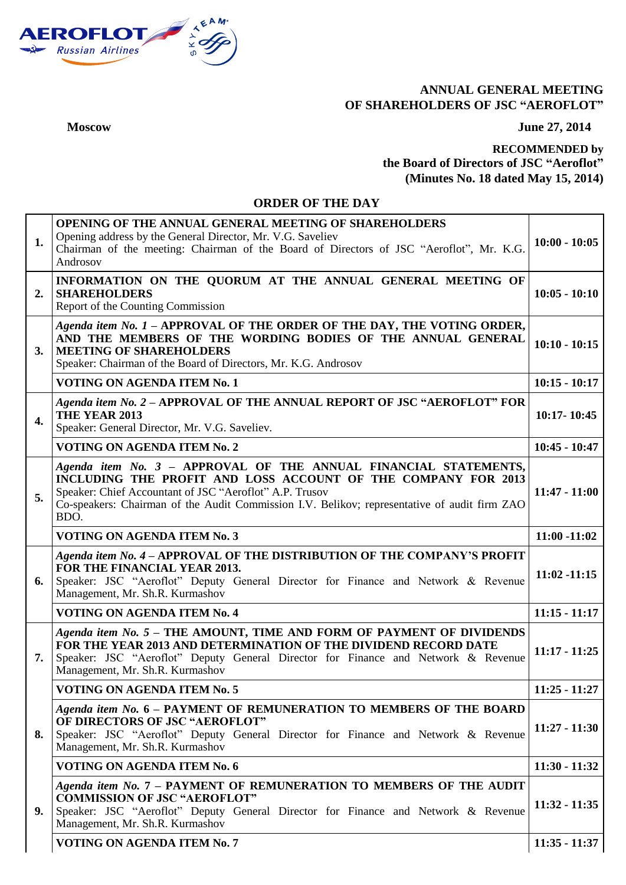**ANNUAL GENERAL MEETING**
**OF SHAREHOLDERS OF JSC "AEROFLOT"**

**Moscow** **June 27, 2014**

**RECOMMENDED by**
**the Board of Directors of JSC "Aeroflot"**
**(Minutes No. 18 dated May 15, 2014)**

## ORDER OF THE DAY

| | | |
|---|---|---|
| **1.** | **OPENING OF THE ANNUAL GENERAL MEETING OF SHAREHOLDERS**<br>Opening address by the General Director, Mr. V.G. Saveliev<br>Chairman of the meeting: Chairman of the Board of Directors of JSC "Aeroflot", Mr. K.G. Androsov | **10:00 - 10:05** |
| **2.** | **INFORMATION ON THE QUORUM AT THE ANNUAL GENERAL MEETING OF SHAREHOLDERS**<br>Report of the Counting Commission | **10:05 - 10:10** |
| **3.** | ***Agenda item No. 1*** **– APPROVAL OF THE ORDER OF THE DAY, THE VOTING ORDER, AND THE MEMBERS OF THE WORDING BODIES OF THE ANNUAL GENERAL MEETING OF SHAREHOLDERS**<br>Speaker: Chairman of the Board of Directors, Mr. K.G. Androsov | **10:10 - 10:15** |
| | **VOTING ON AGENDA ITEM No. 1** | **10:15 - 10:17** |
| **4.** | ***Agenda item No. 2*** **– APPROVAL OF THE ANNUAL REPORT OF JSC "AEROFLOT" FOR THE YEAR 2013**<br>Speaker: General Director, Mr. V.G. Saveliev. | **10:17- 10:45** |
| | **VOTING ON AGENDA ITEM No. 2** | **10:45 - 10:47** |
| **5.** | ***Agenda item No. 3*** **– APPROVAL OF THE ANNUAL FINANCIAL STATEMENTS, INCLUDING THE PROFIT AND LOSS ACCOUNT OF THE COMPANY FOR 2013**<br>Speaker: Chief Accountant of JSC "Aeroflot" A.P. Trusov<br>Co-speakers: Chairman of the Audit Commission I.V. Belikov; representative of audit firm ZAO BDO. | **11:47 - 11:00** |
| | **VOTING ON AGENDA ITEM No. 3** | **11:00 -11:02** |
| **6.** | ***Agenda item No. 4*** **– APPROVAL OF THE DISTRIBUTION OF THE COMPANY'S PROFIT FOR THE FINANCIAL YEAR 2013.**<br>Speaker: JSC "Aeroflot" Deputy General Director for Finance and Network & Revenue Management, Mr. Sh.R. Kurmashov | **11:02 -11:15** |
| | **VOTING ON AGENDA ITEM No. 4** | **11:15 - 11:17** |
| **7.** | ***Agenda item No. 5*** **– THE AMOUNT, TIME AND FORM OF PAYMENT OF DIVIDENDS FOR THE YEAR 2013 AND DETERMINATION OF THE DIVIDEND RECORD DATE**<br>Speaker: JSC "Aeroflot" Deputy General Director for Finance and Network & Revenue Management, Mr. Sh.R. Kurmashov | **11:17 - 11:25** |
| | **VOTING ON AGENDA ITEM No. 5** | **11:25 - 11:27** |
| **8.** | ***Agenda item No. 6*** **– PAYMENT OF REMUNERATION TO MEMBERS OF THE BOARD OF DIRECTORS OF JSC "AEROFLOT"**<br>Speaker: JSC "Aeroflot" Deputy General Director for Finance and Network & Revenue Management, Mr. Sh.R. Kurmashov | **11:27 - 11:30** |
| | **VOTING ON AGENDA ITEM No. 6** | **11:30 - 11:32** |
| **9.** | ***Agenda item No. 7*** **– PAYMENT OF REMUNERATION TO MEMBERS OF THE AUDIT COMMISSION OF JSC "AEROFLOT"**<br>Speaker: JSC "Aeroflot" Deputy General Director for Finance and Network & Revenue Management, Mr. Sh.R. Kurmashov | **11:32 - 11:35** |
| | **VOTING ON AGENDA ITEM No. 7** | **11:35 - 11:37** |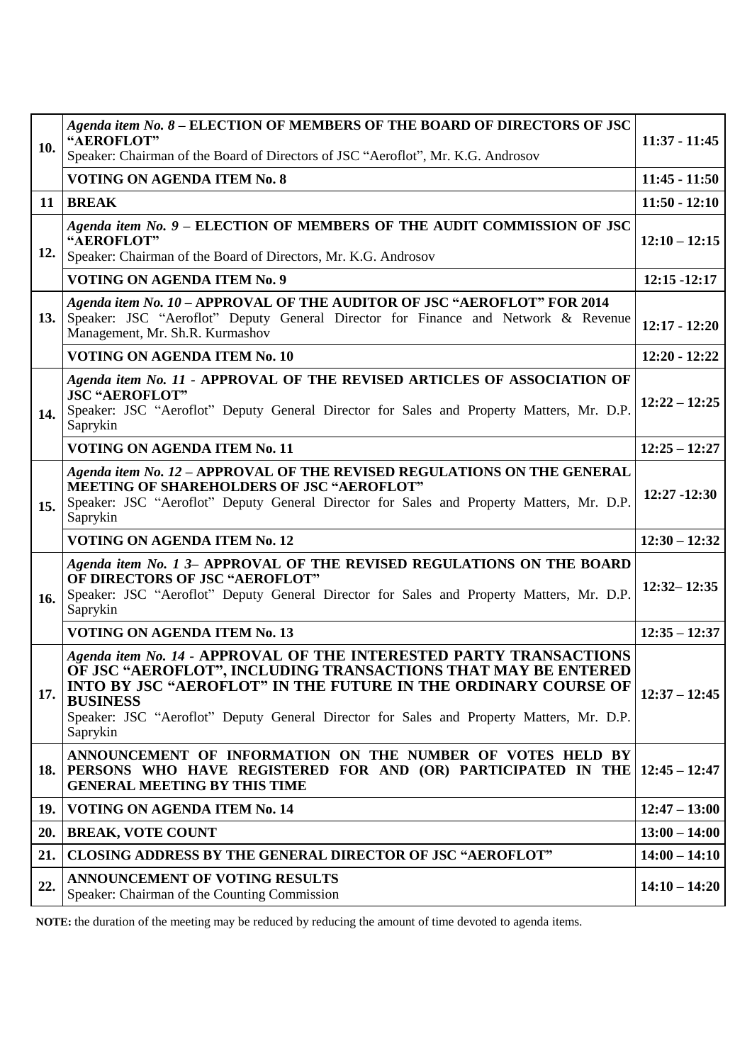| | | |
|---|---|---|
| **10.** | *Agenda item No. 8* – **ELECTION OF MEMBERS OF THE BOARD OF DIRECTORS OF JSC "AEROFLOT"** Speaker: Chairman of the Board of Directors of JSC "Aeroflot", Mr. K.G. Androsov | **11:37 - 11:45** |
| | **VOTING ON AGENDA ITEM No. 8** | **11:45 - 11:50** |
| **11** | **BREAK** | **11:50 - 12:10** |
| **12.** | *Agenda item No. 9* – **ELECTION OF MEMBERS OF THE AUDIT COMMISSION OF JSC "AEROFLOT"** Speaker: Chairman of the Board of Directors, Mr. K.G. Androsov | **12:10 – 12:15** |
| | **VOTING ON AGENDA ITEM No. 9** | **12:15 -12:17** |
| **13.** | *Agenda item No. 10* – **APPROVAL OF THE AUDITOR OF JSC "AEROFLOT" FOR 2014** Speaker: JSC "Aeroflot" Deputy General Director for Finance and Network & Revenue Management, Mr. Sh.R. Kurmashov | **12:17 - 12:20** |
| | **VOTING ON AGENDA ITEM No. 10** | **12:20 - 12:22** |
| **14.** | *Agenda item No. 11* - **APPROVAL OF THE REVISED ARTICLES OF ASSOCIATION OF JSC "AEROFLOT"** Speaker: JSC "Aeroflot" Deputy General Director for Sales and Property Matters, Mr. D.P. Saprykin | **12:22 – 12:25** |
| | **VOTING ON AGENDA ITEM No. 11** | **12:25 – 12:27** |
| **15.** | *Agenda item No. 12* – **APPROVAL OF THE REVISED REGULATIONS ON THE GENERAL MEETING OF SHAREHOLDERS OF JSC "AEROFLOT"** Speaker: JSC "Aeroflot" Deputy General Director for Sales and Property Matters, Mr. D.P. Saprykin | **12:27 -12:30** |
| | **VOTING ON AGENDA ITEM No. 12** | **12:30 – 12:32** |
| **16.** | *Agenda item No. 1 3*– **APPROVAL OF THE REVISED REGULATIONS ON THE BOARD OF DIRECTORS OF JSC "AEROFLOT"** Speaker: JSC "Aeroflot" Deputy General Director for Sales and Property Matters, Mr. D.P. Saprykin | **12:32– 12:35** |
| | **VOTING ON AGENDA ITEM No. 13** | **12:35 – 12:37** |
| **17.** | *Agenda item No. 14* - **APPROVAL OF THE INTERESTED PARTY TRANSACTIONS OF JSC "AEROFLOT", INCLUDING TRANSACTIONS THAT MAY BE ENTERED INTO BY JSC "AEROFLOT" IN THE FUTURE IN THE ORDINARY COURSE OF BUSINESS** Speaker: JSC "Aeroflot" Deputy General Director for Sales and Property Matters, Mr. D.P. Saprykin | **12:37 – 12:45** |
| **18.** | **ANNOUNCEMENT OF INFORMATION ON THE NUMBER OF VOTES HELD BY PERSONS WHO HAVE REGISTERED FOR AND (OR) PARTICIPATED IN THE GENERAL MEETING BY THIS TIME** | **12:45 – 12:47** |
| **19.** | **VOTING ON AGENDA ITEM No. 14** | **12:47 – 13:00** |
| **20.** | **BREAK, VOTE COUNT** | **13:00 – 14:00** |
| **21.** | **CLOSING ADDRESS BY THE GENERAL DIRECTOR OF JSC "AEROFLOT"** | **14:00 – 14:10** |
| **22.** | **ANNOUNCEMENT OF VOTING RESULTS** Speaker: Chairman of the Counting Commission | **14:10 – 14:20** |

**NOTE:** the duration of the meeting may be reduced by reducing the amount of time devoted to agenda items.